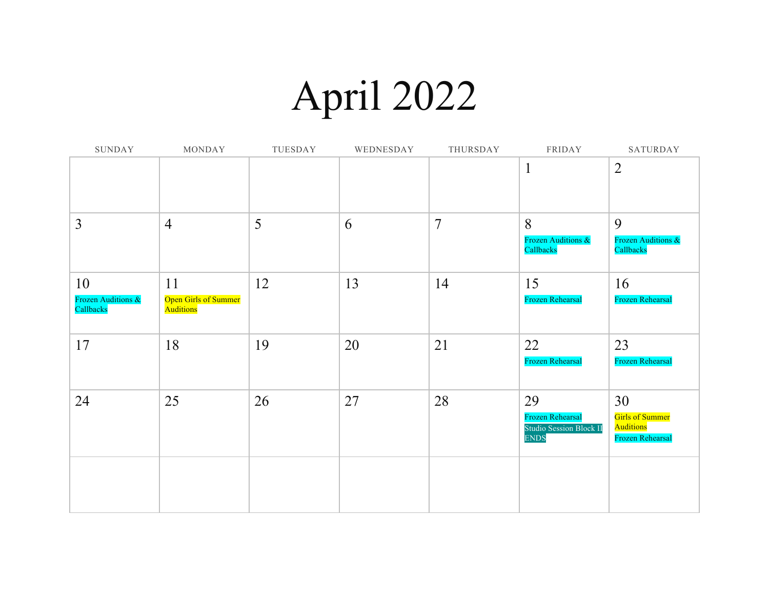# April 2022

| SUNDAY | MONDAY | TUESDAY | WEDNESDAY | THURSDAY | FRIDAY | SATURDAY |
|---|---|---|---|---|---|---|
| | | | | | 1 | 2 |
| 3 | 4 | 5 | 6 | 7 | 8<br>Frozen Auditions & Callbacks | 9<br>Frozen Auditions & Callbacks |
| 10<br>Frozen Auditions & Callbacks | 11<br>Open Girls of Summer Auditions | 12 | 13 | 14 | 15<br>Frozen Rehearsal | 16<br>Frozen Rehearsal |
| 17 | 18 | 19 | 20 | 21 | 22<br>Frozen Rehearsal | 23<br>Frozen Rehearsal |
| 24 | 25 | 26 | 27 | 28 | 29<br>Frozen Rehearsal<br>Studio Session Block II ENDS | 30<br>Girls of Summer Auditions<br>Frozen Rehearsal |
| | | | | | | |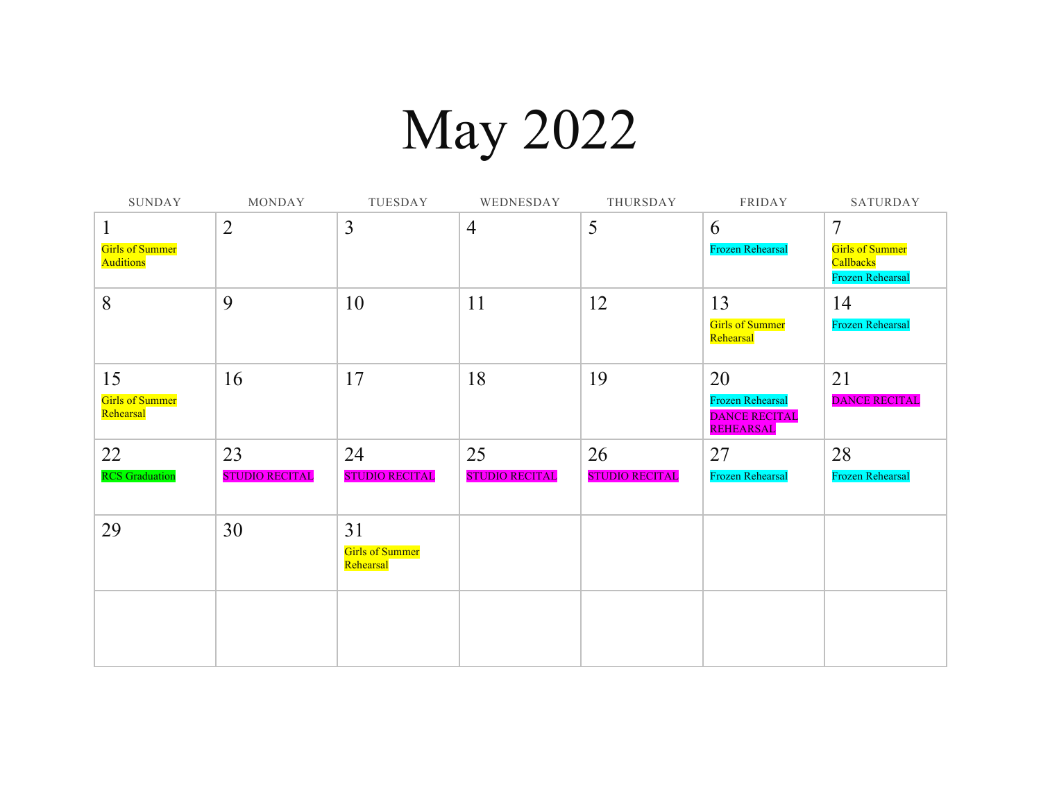# May 2022

| SUNDAY | MONDAY | TUESDAY | WEDNESDAY | THURSDAY | FRIDAY | SATURDAY |
|---|---|---|---|---|---|---|
| 1 Girls of Summer Auditions | 2 | 3 | 4 | 5 | 6 Frozen Rehearsal | 7 Girls of Summer Callbacks Frozen Rehearsal |
| 8 | 9 | 10 | 11 | 12 | 13 Girls of Summer Rehearsal | 14 Frozen Rehearsal |
| 15 Girls of Summer Rehearsal | 16 | 17 | 18 | 19 | 20 Frozen Rehearsal DANCE RECITAL REHEARSAL | 21 DANCE RECITAL |
| 22 RCS Graduation | 23 STUDIO RECITAL | 24 STUDIO RECITAL | 25 STUDIO RECITAL | 26 STUDIO RECITAL | 27 Frozen Rehearsal | 28 Frozen Rehearsal |
| 29 | 30 | 31 Girls of Summer Rehearsal | | | | |
| | | | | | | |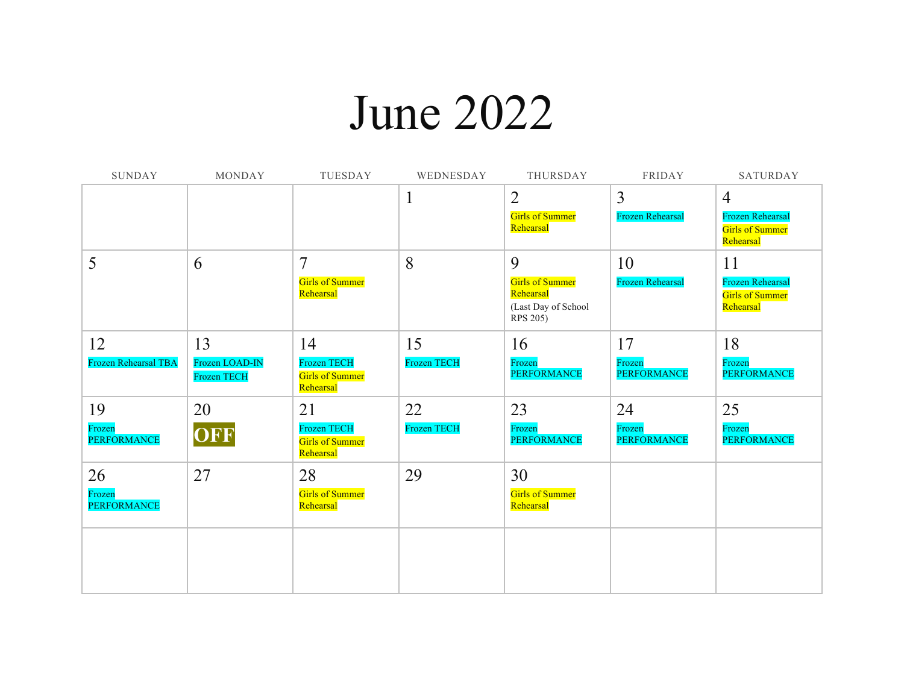# June 2022

| SUNDAY | MONDAY | TUESDAY | WEDNESDAY | THURSDAY | FRIDAY | SATURDAY |
|---|---|---|---|---|---|---|
| | | | 1 | 2 Girls of Summer Rehearsal | 3 Frozen Rehearsal | 4 Frozen Rehearsal Girls of Summer Rehearsal |
| 5 | 6 | 7 Girls of Summer Rehearsal | 8 | 9 Girls of Summer Rehearsal (Last Day of School RPS 205) | 10 Frozen Rehearsal | 11 Frozen Rehearsal Girls of Summer Rehearsal |
| 12 Frozen Rehearsal TBA | 13 Frozen LOAD-IN Frozen TECH | 14 Frozen TECH Girls of Summer Rehearsal | 15 Frozen TECH | 16 Frozen PERFORMANCE | 17 Frozen PERFORMANCE | 18 Frozen PERFORMANCE |
| 19 Frozen PERFORMANCE | 20 **OFF** | 21 Frozen TECH Girls of Summer Rehearsal | 22 Frozen TECH | 23 Frozen PERFORMANCE | 24 Frozen PERFORMANCE | 25 Frozen PERFORMANCE |
| 26 Frozen PERFORMANCE | 27 | 28 Girls of Summer Rehearsal | 29 | 30 Girls of Summer Rehearsal | | |
| | | | | | | |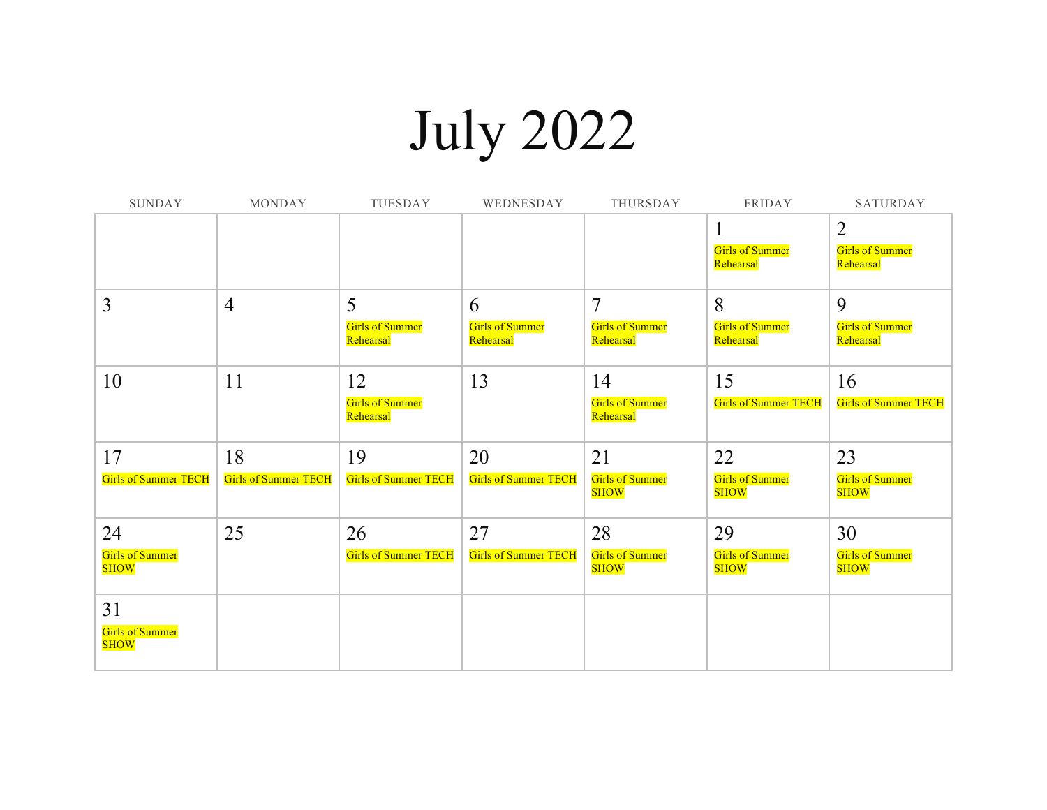# July 2022

| SUNDAY | MONDAY | TUESDAY | WEDNESDAY | THURSDAY | FRIDAY | SATURDAY |
|---|---|---|---|---|---|---|
| | | | | | 1 Girls of Summer Rehearsal | 2 Girls of Summer Rehearsal |
| 3 | 4 | 5 Girls of Summer Rehearsal | 6 Girls of Summer Rehearsal | 7 Girls of Summer Rehearsal | 8 Girls of Summer Rehearsal | 9 Girls of Summer Rehearsal |
| 10 | 11 | 12 Girls of Summer Rehearsal | 13 | 14 Girls of Summer Rehearsal | 15 Girls of Summer TECH | 16 Girls of Summer TECH |
| 17 Girls of Summer TECH | 18 Girls of Summer TECH | 19 Girls of Summer TECH | 20 Girls of Summer TECH | 21 Girls of Summer SHOW | 22 Girls of Summer SHOW | 23 Girls of Summer SHOW |
| 24 Girls of Summer SHOW | 25 | 26 Girls of Summer TECH | 27 Girls of Summer TECH | 28 Girls of Summer SHOW | 29 Girls of Summer SHOW | 30 Girls of Summer SHOW |
| 31 Girls of Summer SHOW | | | | | | |